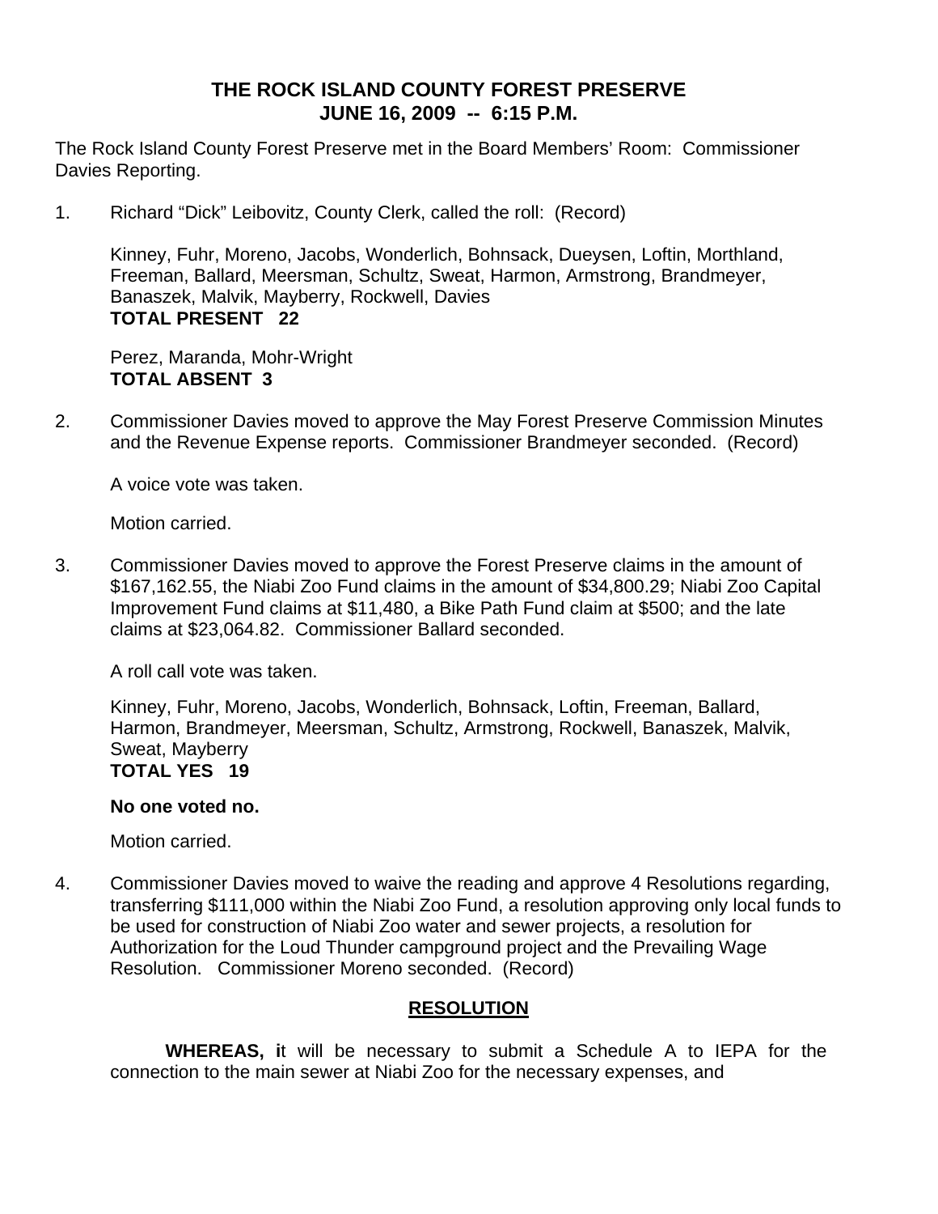# THE ROCK ISLAND COUNTY FOREST PRESERVE
## JUNE 16, 2009 -- 6:15 P.M.

The Rock Island County Forest Preserve met in the Board Members' Room: Commissioner Davies Reporting.

1. Richard "Dick" Leibovitz, County Clerk, called the roll: (Record)

   Kinney, Fuhr, Moreno, Jacobs, Wonderlich, Bohnsack, Dueysen, Loftin, Morthland, Freeman, Ballard, Meersman, Schultz, Sweat, Harmon, Armstrong, Brandmeyer, Banaszek, Malvik, Mayberry, Rockwell, Davies
   **TOTAL PRESENT 22**

   Perez, Maranda, Mohr-Wright
   **TOTAL ABSENT 3**

2. Commissioner Davies moved to approve the May Forest Preserve Commission Minutes and the Revenue Expense reports. Commissioner Brandmeyer seconded. (Record)

   A voice vote was taken.

   Motion carried.

3. Commissioner Davies moved to approve the Forest Preserve claims in the amount of $167,162.55, the Niabi Zoo Fund claims in the amount of $34,800.29; Niabi Zoo Capital Improvement Fund claims at $11,480, a Bike Path Fund claim at $500; and the late claims at $23,064.82. Commissioner Ballard seconded.

   A roll call vote was taken.

   Kinney, Fuhr, Moreno, Jacobs, Wonderlich, Bohnsack, Loftin, Freeman, Ballard, Harmon, Brandmeyer, Meersman, Schultz, Armstrong, Rockwell, Banaszek, Malvik, Sweat, Mayberry
   **TOTAL YES 19**

   **No one voted no.**

   Motion carried.

4. Commissioner Davies moved to waive the reading and approve 4 Resolutions regarding, transferring $111,000 within the Niabi Zoo Fund, a resolution approving only local funds to be used for construction of Niabi Zoo water and sewer projects, a resolution for Authorization for the Loud Thunder campground project and the Prevailing Wage Resolution. Commissioner Moreno seconded. (Record)

   **RESOLUTION**

   **WHEREAS, i**t will be necessary to submit a Schedule A to IEPA for the connection to the main sewer at Niabi Zoo for the necessary expenses, and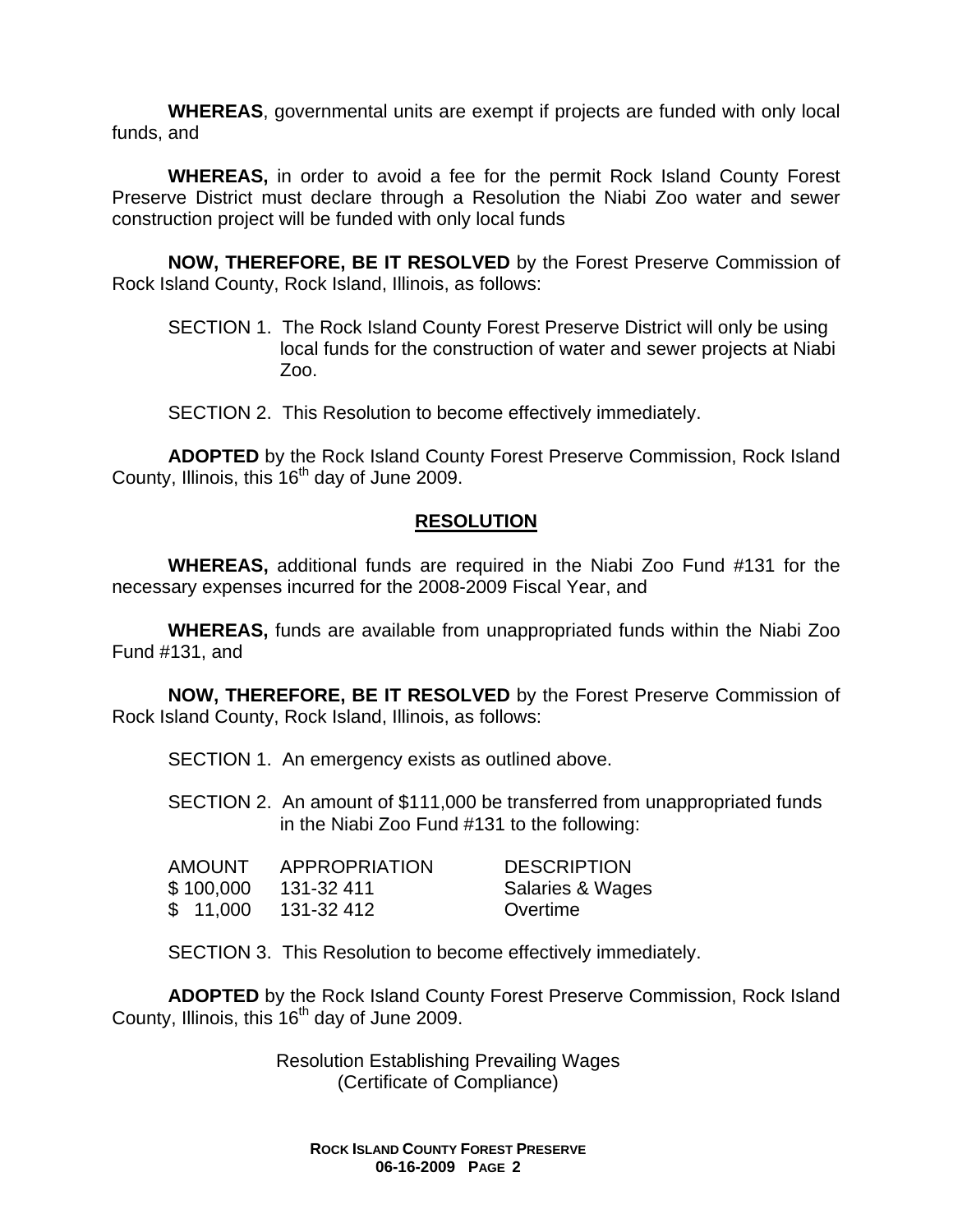**WHEREAS**, governmental units are exempt if projects are funded with only local funds, and

**WHEREAS,** in order to avoid a fee for the permit Rock Island County Forest Preserve District must declare through a Resolution the Niabi Zoo water and sewer construction project will be funded with only local funds

**NOW, THEREFORE, BE IT RESOLVED** by the Forest Preserve Commission of Rock Island County, Rock Island, Illinois, as follows:

SECTION 1. The Rock Island County Forest Preserve District will only be using local funds for the construction of water and sewer projects at Niabi Zoo.

SECTION 2. This Resolution to become effectively immediately.

**ADOPTED** by the Rock Island County Forest Preserve Commission, Rock Island County, Illinois, this 16th day of June 2009.

## RESOLUTION

**WHEREAS,** additional funds are required in the Niabi Zoo Fund #131 for the necessary expenses incurred for the 2008-2009 Fiscal Year, and

**WHEREAS,** funds are available from unappropriated funds within the Niabi Zoo Fund #131, and

**NOW, THEREFORE, BE IT RESOLVED** by the Forest Preserve Commission of Rock Island County, Rock Island, Illinois, as follows:

SECTION 1. An emergency exists as outlined above.

SECTION 2. An amount of $111,000 be transferred from unappropriated funds in the Niabi Zoo Fund #131 to the following:

| AMOUNT | APPROPRIATION | DESCRIPTION |
|---|---|---|
| $ 100,000 | 131-32 411 | Salaries & Wages |
| $ 11,000 | 131-32 412 | Overtime |

SECTION 3. This Resolution to become effectively immediately.

**ADOPTED** by the Rock Island County Forest Preserve Commission, Rock Island County, Illinois, this 16th day of June 2009.

Resolution Establishing Prevailing Wages
(Certificate of Compliance)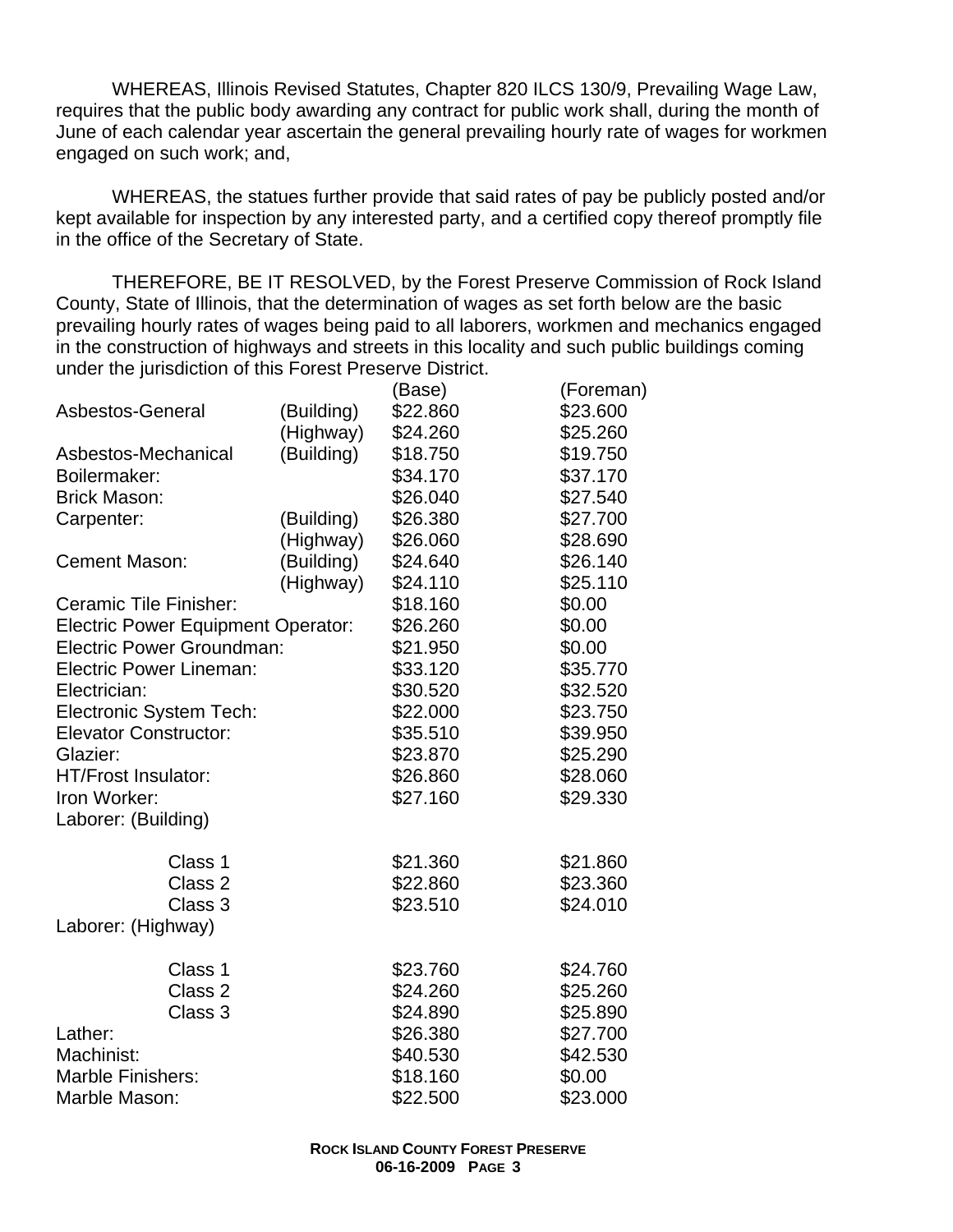WHEREAS, Illinois Revised Statutes, Chapter 820 ILCS 130/9, Prevailing Wage Law, requires that the public body awarding any contract for public work shall, during the month of June of each calendar year ascertain the general prevailing hourly rate of wages for workmen engaged on such work; and,

WHEREAS, the statues further provide that said rates of pay be publicly posted and/or kept available for inspection by any interested party, and a certified copy thereof promptly file in the office of the Secretary of State.

THEREFORE, BE IT RESOLVED, by the Forest Preserve Commission of Rock Island County, State of Illinois, that the determination of wages as set forth below are the basic prevailing hourly rates of wages being paid to all laborers, workmen and mechanics engaged in the construction of highways and streets in this locality and such public buildings coming under the jurisdiction of this Forest Preserve District.

| | | (Base) | (Foreman) |
|---|---|---|---|
| Asbestos-General | (Building) | $22.860 | $23.600 |
| | (Highway) | $24.260 | $25.260 |
| Asbestos-Mechanical | (Building) | $18.750 | $19.750 |
| Boilermaker: | | $34.170 | $37.170 |
| Brick Mason: | | $26.040 | $27.540 |
| Carpenter: | (Building) | $26.380 | $27.700 |
| | (Highway) | $26.060 | $28.690 |
| Cement Mason: | (Building) | $24.640 | $26.140 |
| | (Highway) | $24.110 | $25.110 |
| Ceramic Tile Finisher: | | $18.160 | $0.00 |
| Electric Power Equipment Operator: | | $26.260 | $0.00 |
| Electric Power Groundman: | | $21.950 | $0.00 |
| Electric Power Lineman: | | $33.120 | $35.770 |
| Electrician: | | $30.520 | $32.520 |
| Electronic System Tech: | | $22.000 | $23.750 |
| Elevator Constructor: | | $35.510 | $39.950 |
| Glazier: | | $23.870 | $25.290 |
| HT/Frost Insulator: | | $26.860 | $28.060 |
| Iron Worker: | | $27.160 | $29.330 |
| Laborer: (Building) | | | |
| Class 1 | | $21.360 | $21.860 |
| Class 2 | | $22.860 | $23.360 |
| Class 3 | | $23.510 | $24.010 |
| Laborer: (Highway) | | | |
| Class 1 | | $23.760 | $24.760 |
| Class 2 | | $24.260 | $25.260 |
| Class 3 | | $24.890 | $25.890 |
| Lather: | | $26.380 | $27.700 |
| Machinist: | | $40.530 | $42.530 |
| Marble Finishers: | | $18.160 | $0.00 |
| Marble Mason: | | $22.500 | $23.000 |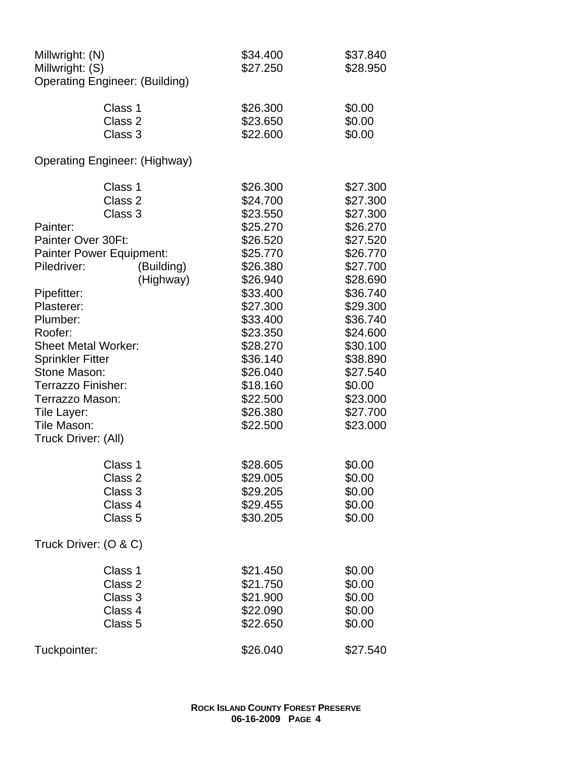| | | |
|---|---|---|
| Millwright: (N) | \$34.400 | \$37.840 |
| Millwright: (S) | \$27.250 | \$28.950 |
| Operating Engineer: (Building) | | |
| Class 1 | \$26.300 | \$0.00 |
| Class 2 | \$23.650 | \$0.00 |
| Class 3 | \$22.600 | \$0.00 |
| Operating Engineer: (Highway) | | |
| Class 1 | \$26.300 | \$27.300 |
| Class 2 | \$24.700 | \$27.300 |
| Class 3 | \$23.550 | \$27.300 |
| Painter: | \$25.270 | \$26.270 |
| Painter Over 30Ft: | \$26.520 | \$27.520 |
| Painter Power Equipment: | \$25.770 | \$26.770 |
| Piledriver: (Building) | \$26.380 | \$27.700 |
| (Highway) | \$26.940 | \$28.690 |
| Pipefitter: | \$33.400 | \$36.740 |
| Plasterer: | \$27.300 | \$29.300 |
| Plumber: | \$33.400 | \$36.740 |
| Roofer: | \$23.350 | \$24.600 |
| Sheet Metal Worker: | \$28.270 | \$30.100 |
| Sprinkler Fitter | \$36.140 | \$38.890 |
| Stone Mason: | \$26.040 | \$27.540 |
| Terrazzo Finisher: | \$18.160 | \$0.00 |
| Terrazzo Mason: | \$22.500 | \$23.000 |
| Tile Layer: | \$26.380 | \$27.700 |
| Tile Mason: | \$22.500 | \$23.000 |
| Truck Driver: (All) | | |
| Class 1 | \$28.605 | \$0.00 |
| Class 2 | \$29.005 | \$0.00 |
| Class 3 | \$29.205 | \$0.00 |
| Class 4 | \$29.455 | \$0.00 |
| Class 5 | \$30.205 | \$0.00 |
| Truck Driver: (O & C) | | |
| Class 1 | \$21.450 | \$0.00 |
| Class 2 | \$21.750 | \$0.00 |
| Class 3 | \$21.900 | \$0.00 |
| Class 4 | \$22.090 | \$0.00 |
| Class 5 | \$22.650 | \$0.00 |
| Tuckpointer: | \$26.040 | \$27.540 |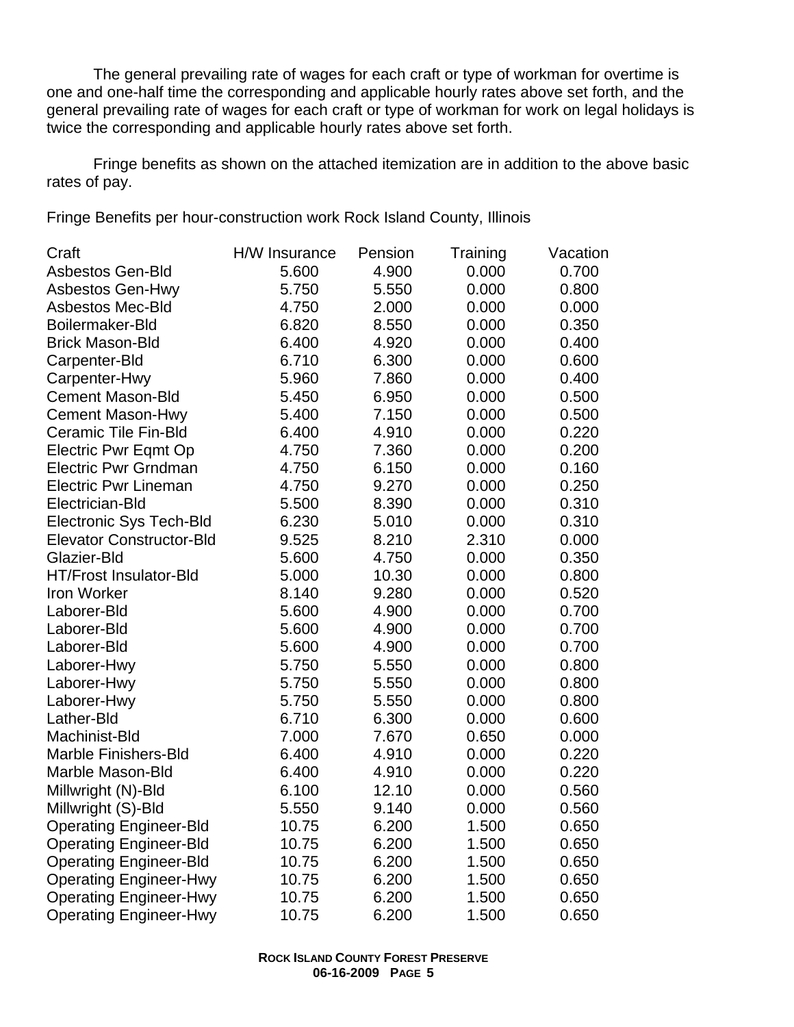The general prevailing rate of wages for each craft or type of workman for overtime is one and one-half time the corresponding and applicable hourly rates above set forth, and the general prevailing rate of wages for each craft or type of workman for work on legal holidays is twice the corresponding and applicable hourly rates above set forth.

Fringe benefits as shown on the attached itemization are in addition to the above basic rates of pay.

Fringe Benefits per hour-construction work Rock Island County, Illinois

| Craft | H/W Insurance | Pension | Training | Vacation |
|---|---|---|---|---|
| Asbestos Gen-Bld | 5.600 | 4.900 | 0.000 | 0.700 |
| Asbestos Gen-Hwy | 5.750 | 5.550 | 0.000 | 0.800 |
| Asbestos Mec-Bld | 4.750 | 2.000 | 0.000 | 0.000 |
| Boilermaker-Bld | 6.820 | 8.550 | 0.000 | 0.350 |
| Brick Mason-Bld | 6.400 | 4.920 | 0.000 | 0.400 |
| Carpenter-Bld | 6.710 | 6.300 | 0.000 | 0.600 |
| Carpenter-Hwy | 5.960 | 7.860 | 0.000 | 0.400 |
| Cement Mason-Bld | 5.450 | 6.950 | 0.000 | 0.500 |
| Cement Mason-Hwy | 5.400 | 7.150 | 0.000 | 0.500 |
| Ceramic Tile Fin-Bld | 6.400 | 4.910 | 0.000 | 0.220 |
| Electric Pwr Eqmt Op | 4.750 | 7.360 | 0.000 | 0.200 |
| Electric Pwr Grndman | 4.750 | 6.150 | 0.000 | 0.160 |
| Electric Pwr Lineman | 4.750 | 9.270 | 0.000 | 0.250 |
| Electrician-Bld | 5.500 | 8.390 | 0.000 | 0.310 |
| Electronic Sys Tech-Bld | 6.230 | 5.010 | 0.000 | 0.310 |
| Elevator Constructor-Bld | 9.525 | 8.210 | 2.310 | 0.000 |
| Glazier-Bld | 5.600 | 4.750 | 0.000 | 0.350 |
| HT/Frost Insulator-Bld | 5.000 | 10.30 | 0.000 | 0.800 |
| Iron Worker | 8.140 | 9.280 | 0.000 | 0.520 |
| Laborer-Bld | 5.600 | 4.900 | 0.000 | 0.700 |
| Laborer-Bld | 5.600 | 4.900 | 0.000 | 0.700 |
| Laborer-Bld | 5.600 | 4.900 | 0.000 | 0.700 |
| Laborer-Hwy | 5.750 | 5.550 | 0.000 | 0.800 |
| Laborer-Hwy | 5.750 | 5.550 | 0.000 | 0.800 |
| Laborer-Hwy | 5.750 | 5.550 | 0.000 | 0.800 |
| Lather-Bld | 6.710 | 6.300 | 0.000 | 0.600 |
| Machinist-Bld | 7.000 | 7.670 | 0.650 | 0.000 |
| Marble Finishers-Bld | 6.400 | 4.910 | 0.000 | 0.220 |
| Marble Mason-Bld | 6.400 | 4.910 | 0.000 | 0.220 |
| Millwright (N)-Bld | 6.100 | 12.10 | 0.000 | 0.560 |
| Millwright (S)-Bld | 5.550 | 9.140 | 0.000 | 0.560 |
| Operating Engineer-Bld | 10.75 | 6.200 | 1.500 | 0.650 |
| Operating Engineer-Bld | 10.75 | 6.200 | 1.500 | 0.650 |
| Operating Engineer-Bld | 10.75 | 6.200 | 1.500 | 0.650 |
| Operating Engineer-Hwy | 10.75 | 6.200 | 1.500 | 0.650 |
| Operating Engineer-Hwy | 10.75 | 6.200 | 1.500 | 0.650 |
| Operating Engineer-Hwy | 10.75 | 6.200 | 1.500 | 0.650 |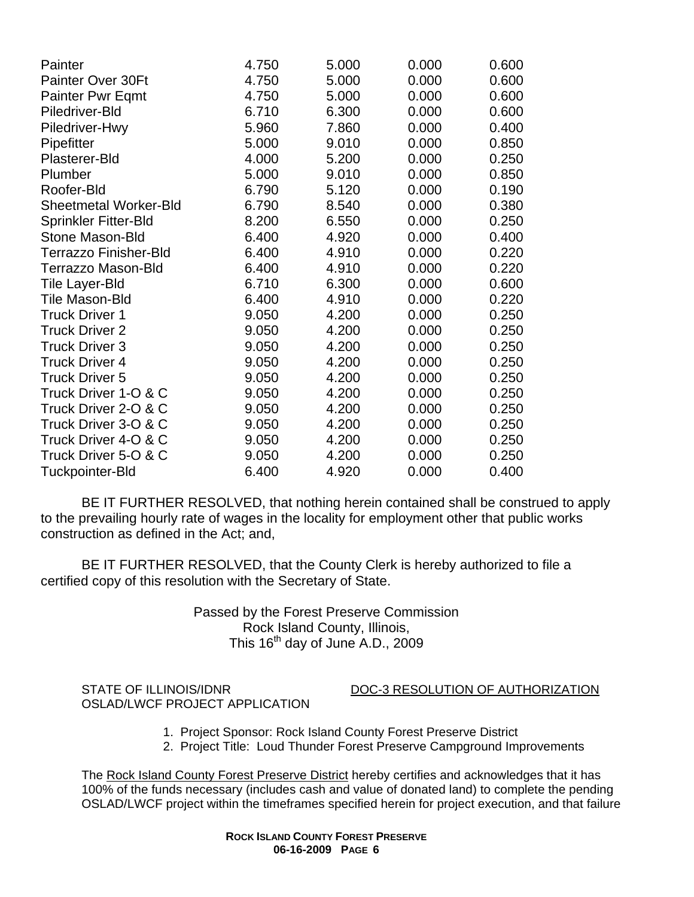| | | | | |
|---|---|---|---|---|
| Painter | 4.750 | 5.000 | 0.000 | 0.600 |
| Painter Over 30Ft | 4.750 | 5.000 | 0.000 | 0.600 |
| Painter Pwr Eqmt | 4.750 | 5.000 | 0.000 | 0.600 |
| Piledriver-Bld | 6.710 | 6.300 | 0.000 | 0.600 |
| Piledriver-Hwy | 5.960 | 7.860 | 0.000 | 0.400 |
| Pipefitter | 5.000 | 9.010 | 0.000 | 0.850 |
| Plasterer-Bld | 4.000 | 5.200 | 0.000 | 0.250 |
| Plumber | 5.000 | 9.010 | 0.000 | 0.850 |
| Roofer-Bld | 6.790 | 5.120 | 0.000 | 0.190 |
| Sheetmetal Worker-Bld | 6.790 | 8.540 | 0.000 | 0.380 |
| Sprinkler Fitter-Bld | 8.200 | 6.550 | 0.000 | 0.250 |
| Stone Mason-Bld | 6.400 | 4.920 | 0.000 | 0.400 |
| Terrazzo Finisher-Bld | 6.400 | 4.910 | 0.000 | 0.220 |
| Terrazzo Mason-Bld | 6.400 | 4.910 | 0.000 | 0.220 |
| Tile Layer-Bld | 6.710 | 6.300 | 0.000 | 0.600 |
| Tile Mason-Bld | 6.400 | 4.910 | 0.000 | 0.220 |
| Truck Driver 1 | 9.050 | 4.200 | 0.000 | 0.250 |
| Truck Driver 2 | 9.050 | 4.200 | 0.000 | 0.250 |
| Truck Driver 3 | 9.050 | 4.200 | 0.000 | 0.250 |
| Truck Driver 4 | 9.050 | 4.200 | 0.000 | 0.250 |
| Truck Driver 5 | 9.050 | 4.200 | 0.000 | 0.250 |
| Truck Driver 1-O & C | 9.050 | 4.200 | 0.000 | 0.250 |
| Truck Driver 2-O & C | 9.050 | 4.200 | 0.000 | 0.250 |
| Truck Driver 3-O & C | 9.050 | 4.200 | 0.000 | 0.250 |
| Truck Driver 4-O & C | 9.050 | 4.200 | 0.000 | 0.250 |
| Truck Driver 5-O & C | 9.050 | 4.200 | 0.000 | 0.250 |
| Tuckpointer-Bld | 6.400 | 4.920 | 0.000 | 0.400 |

BE IT FURTHER RESOLVED, that nothing herein contained shall be construed to apply to the prevailing hourly rate of wages in the locality for employment other that public works construction as defined in the Act; and,

BE IT FURTHER RESOLVED, that the County Clerk is hereby authorized to file a certified copy of this resolution with the Secretary of State.

Passed by the Forest Preserve Commission
Rock Island County, Illinois,
This 16th day of June A.D., 2009

STATE OF ILLINOIS/IDNR
OSLAD/LWCF PROJECT APPLICATION

DOC-3 RESOLUTION OF AUTHORIZATION

1. Project Sponsor: Rock Island County Forest Preserve District
2. Project Title: Loud Thunder Forest Preserve Campground Improvements

The Rock Island County Forest Preserve District hereby certifies and acknowledges that it has 100% of the funds necessary (includes cash and value of donated land) to complete the pending OSLAD/LWCF project within the timeframes specified herein for project execution, and that failure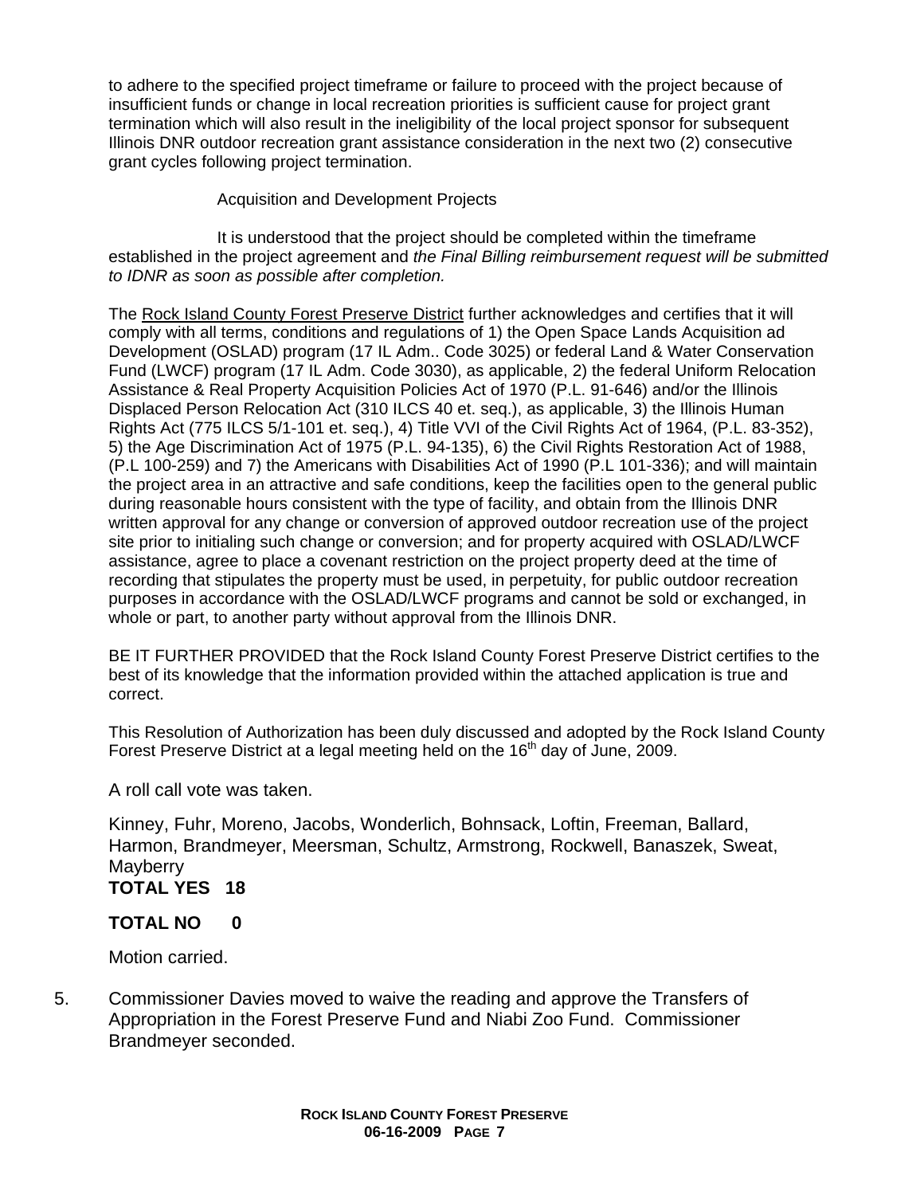to adhere to the specified project timeframe or failure to proceed with the project because of insufficient funds or change in local recreation priorities is sufficient cause for project grant termination which will also result in the ineligibility of the local project sponsor for subsequent Illinois DNR outdoor recreation grant assistance consideration in the next two (2) consecutive grant cycles following project termination.

Acquisition and Development Projects

It is understood that the project should be completed within the timeframe established in the project agreement and *the Final Billing reimbursement request will be submitted to IDNR as soon as possible after completion.*

The Rock Island County Forest Preserve District further acknowledges and certifies that it will comply with all terms, conditions and regulations of 1) the Open Space Lands Acquisition ad Development (OSLAD) program (17 IL Adm.. Code 3025) or federal Land & Water Conservation Fund (LWCF) program (17 IL Adm. Code 3030), as applicable, 2) the federal Uniform Relocation Assistance & Real Property Acquisition Policies Act of 1970 (P.L. 91-646) and/or the Illinois Displaced Person Relocation Act (310 ILCS 40 et. seq.), as applicable, 3) the Illinois Human Rights Act (775 ILCS 5/1-101 et. seq.), 4) Title VVI of the Civil Rights Act of 1964, (P.L. 83-352), 5) the Age Discrimination Act of 1975 (P.L. 94-135), 6) the Civil Rights Restoration Act of 1988, (P.L 100-259) and 7) the Americans with Disabilities Act of 1990 (P.L 101-336); and will maintain the project area in an attractive and safe conditions, keep the facilities open to the general public during reasonable hours consistent with the type of facility, and obtain from the Illinois DNR written approval for any change or conversion of approved outdoor recreation use of the project site prior to initialing such change or conversion; and for property acquired with OSLAD/LWCF assistance, agree to place a covenant restriction on the project property deed at the time of recording that stipulates the property must be used, in perpetuity, for public outdoor recreation purposes in accordance with the OSLAD/LWCF programs and cannot be sold or exchanged, in whole or part, to another party without approval from the Illinois DNR.

BE IT FURTHER PROVIDED that the Rock Island County Forest Preserve District certifies to the best of its knowledge that the information provided within the attached application is true and correct.

This Resolution of Authorization has been duly discussed and adopted by the Rock Island County Forest Preserve District at a legal meeting held on the 16th day of June, 2009.

A roll call vote was taken.

Kinney, Fuhr, Moreno, Jacobs, Wonderlich, Bohnsack, Loftin, Freeman, Ballard, Harmon, Brandmeyer, Meersman, Schultz, Armstrong, Rockwell, Banaszek, Sweat, Mayberry

**TOTAL YES 18**

**TOTAL NO 0**

Motion carried.

5. Commissioner Davies moved to waive the reading and approve the Transfers of Appropriation in the Forest Preserve Fund and Niabi Zoo Fund. Commissioner Brandmeyer seconded.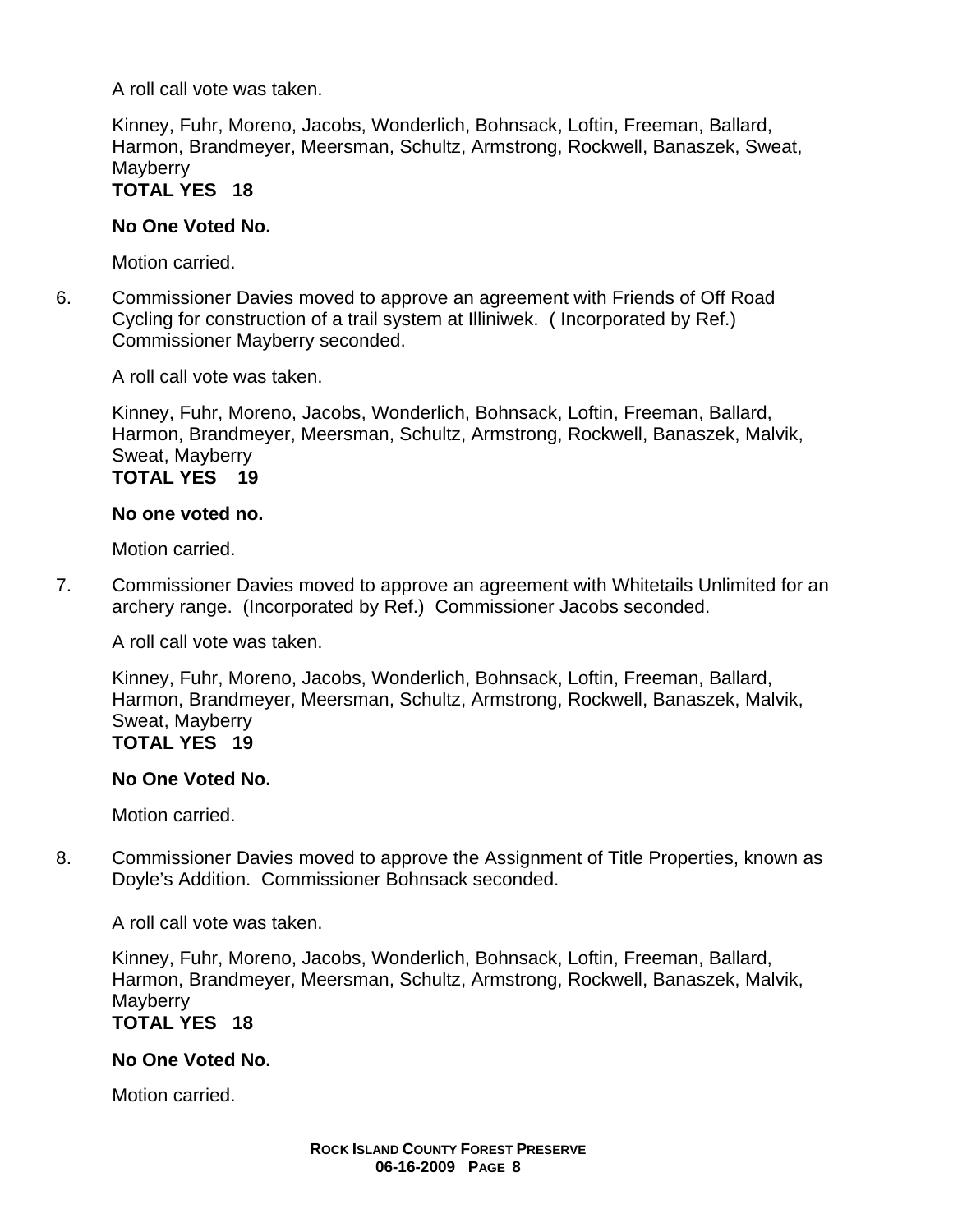A roll call vote was taken.

Kinney, Fuhr, Moreno, Jacobs, Wonderlich, Bohnsack, Loftin, Freeman, Ballard, Harmon, Brandmeyer, Meersman, Schultz, Armstrong, Rockwell, Banaszek, Sweat, Mayberry
**TOTAL YES 18**

**No One Voted No.**

Motion carried.

6. Commissioner Davies moved to approve an agreement with Friends of Off Road Cycling for construction of a trail system at Illiniwek. ( Incorporated by Ref.) Commissioner Mayberry seconded.

   A roll call vote was taken.

   Kinney, Fuhr, Moreno, Jacobs, Wonderlich, Bohnsack, Loftin, Freeman, Ballard, Harmon, Brandmeyer, Meersman, Schultz, Armstrong, Rockwell, Banaszek, Malvik, Sweat, Mayberry
   **TOTAL YES 19**

   **No one voted no.**

   Motion carried.

7. Commissioner Davies moved to approve an agreement with Whitetails Unlimited for an archery range. (Incorporated by Ref.) Commissioner Jacobs seconded.

   A roll call vote was taken.

   Kinney, Fuhr, Moreno, Jacobs, Wonderlich, Bohnsack, Loftin, Freeman, Ballard, Harmon, Brandmeyer, Meersman, Schultz, Armstrong, Rockwell, Banaszek, Malvik, Sweat, Mayberry
   **TOTAL YES 19**

   **No One Voted No.**

   Motion carried.

8. Commissioner Davies moved to approve the Assignment of Title Properties, known as Doyle's Addition. Commissioner Bohnsack seconded.

   A roll call vote was taken.

   Kinney, Fuhr, Moreno, Jacobs, Wonderlich, Bohnsack, Loftin, Freeman, Ballard, Harmon, Brandmeyer, Meersman, Schultz, Armstrong, Rockwell, Banaszek, Malvik, Mayberry
   **TOTAL YES 18**

   **No One Voted No.**

   Motion carried.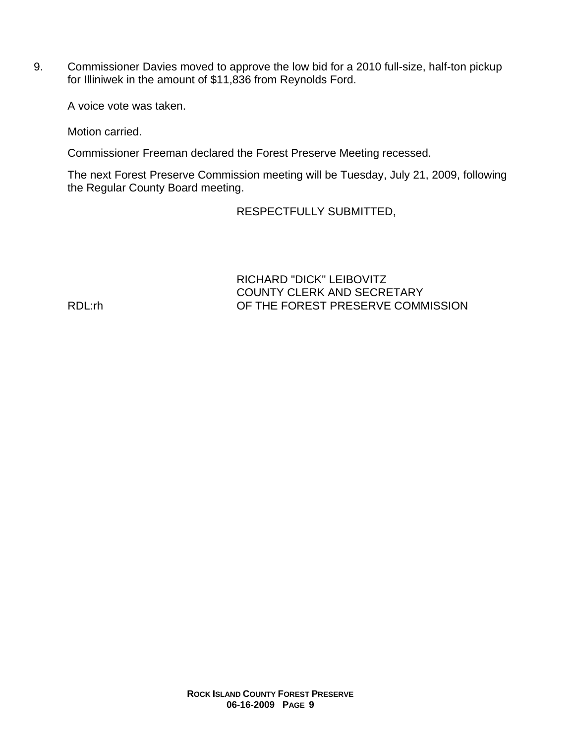9. Commissioner Davies moved to approve the low bid for a 2010 full-size, half-ton pickup for Illiniwek in the amount of $11,836 from Reynolds Ford.

   A voice vote was taken.

   Motion carried.

   Commissioner Freeman declared the Forest Preserve Meeting recessed.

   The next Forest Preserve Commission meeting will be Tuesday, July 21, 2009, following the Regular County Board meeting.

RESPECTFULLY SUBMITTED,

RICHARD "DICK" LEIBOVITZ
COUNTY CLERK AND SECRETARY
OF THE FOREST PRESERVE COMMISSION

RDL:rh